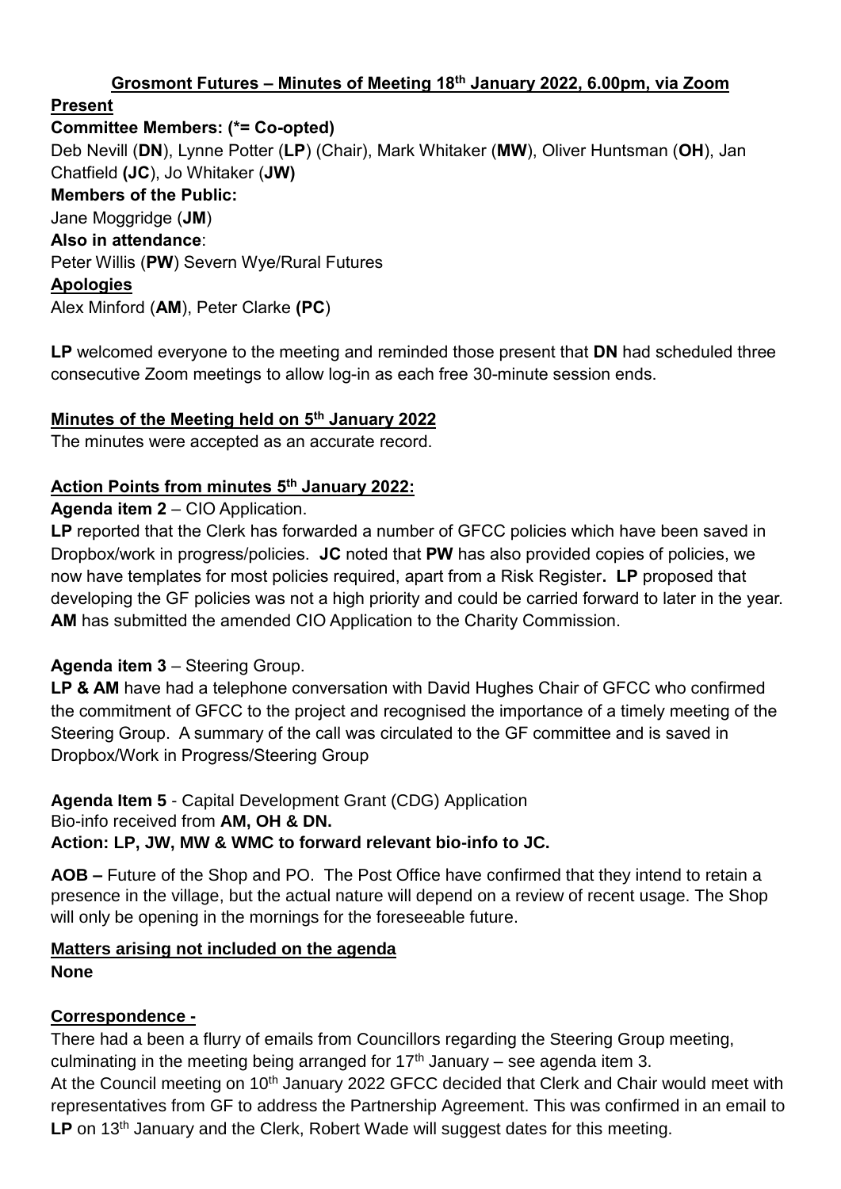# Grosmont Futures – Minutes of Meeting 18th January 2022, 6.00pm, via Zoom

**Present**

**Committee Members: (*= Co-opted)**

Deb Nevill (**DN**), Lynne Potter (**LP**) (Chair), Mark Whitaker (**MW**), Oliver Huntsman (**OH**), Jan Chatfield **(JC**), Jo Whitaker (**JW)**

**Members of the Public:**

Jane Moggridge (**JM**)

**Also in attendance**:

Peter Willis (**PW**) Severn Wye/Rural Futures

**Apologies**

Alex Minford (**AM**), Peter Clarke **(PC**)

**LP** welcomed everyone to the meeting and reminded those present that **DN** had scheduled three consecutive Zoom meetings to allow log-in as each free 30-minute session ends.

## Minutes of the Meeting held on 5th January 2022

The minutes were accepted as an accurate record.

## Action Points from minutes 5th January 2022:

**Agenda item 2** – CIO Application.

**LP** reported that the Clerk has forwarded a number of GFCC policies which have been saved in Dropbox/work in progress/policies. **JC** noted that **PW** has also provided copies of policies, we now have templates for most policies required, apart from a Risk Register**. LP** proposed that developing the GF policies was not a high priority and could be carried forward to later in the year. **AM** has submitted the amended CIO Application to the Charity Commission.

**Agenda item 3** – Steering Group.

**LP & AM** have had a telephone conversation with David Hughes Chair of GFCC who confirmed the commitment of GFCC to the project and recognised the importance of a timely meeting of the Steering Group. A summary of the call was circulated to the GF committee and is saved in Dropbox/Work in Progress/Steering Group

**Agenda Item 5** - Capital Development Grant (CDG) Application

Bio-info received from **AM, OH & DN.**

**Action: LP, JW, MW & WMC to forward relevant bio-info to JC.**

**AOB –** Future of the Shop and PO. The Post Office have confirmed that they intend to retain a presence in the village, but the actual nature will depend on a review of recent usage. The Shop will only be opening in the mornings for the foreseeable future.

## Matters arising not included on the agenda

**None**

## Correspondence -

There had a been a flurry of emails from Councillors regarding the Steering Group meeting, culminating in the meeting being arranged for 17th January – see agenda item 3.

At the Council meeting on 10th January 2022 GFCC decided that Clerk and Chair would meet with representatives from GF to address the Partnership Agreement. This was confirmed in an email to **LP** on 13th January and the Clerk, Robert Wade will suggest dates for this meeting.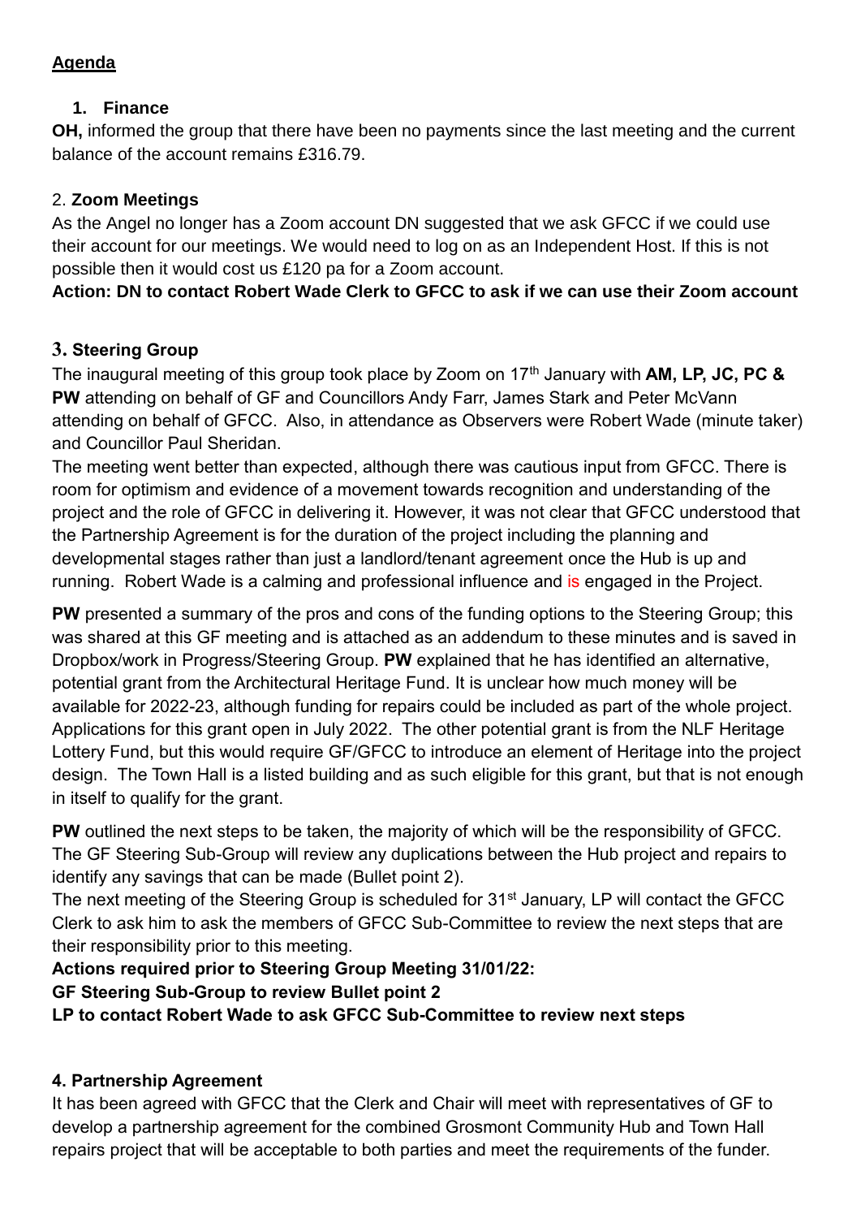## Agenda

1. **Finance**

**OH,** informed the group that there have been no payments since the last meeting and the current balance of the account remains £316.79.

2. **Zoom Meetings**

As the Angel no longer has a Zoom account DN suggested that we ask GFCC if we could use their account for our meetings. We would need to log on as an Independent Host. If this is not possible then it would cost us £120 pa for a Zoom account.

**Action: DN to contact Robert Wade Clerk to GFCC to ask if we can use their Zoom account**

**3. Steering Group**

The inaugural meeting of this group took place by Zoom on 17th January with **AM, LP, JC, PC & PW** attending on behalf of GF and Councillors Andy Farr, James Stark and Peter McVann attending on behalf of GFCC. Also, in attendance as Observers were Robert Wade (minute taker) and Councillor Paul Sheridan.

The meeting went better than expected, although there was cautious input from GFCC. There is room for optimism and evidence of a movement towards recognition and understanding of the project and the role of GFCC in delivering it. However, it was not clear that GFCC understood that the Partnership Agreement is for the duration of the project including the planning and developmental stages rather than just a landlord/tenant agreement once the Hub is up and running. Robert Wade is a calming and professional influence and is engaged in the Project.

**PW** presented a summary of the pros and cons of the funding options to the Steering Group; this was shared at this GF meeting and is attached as an addendum to these minutes and is saved in Dropbox/work in Progress/Steering Group. **PW** explained that he has identified an alternative, potential grant from the Architectural Heritage Fund. It is unclear how much money will be available for 2022-23, although funding for repairs could be included as part of the whole project. Applications for this grant open in July 2022. The other potential grant is from the NLF Heritage Lottery Fund, but this would require GF/GFCC to introduce an element of Heritage into the project design. The Town Hall is a listed building and as such eligible for this grant, but that is not enough in itself to qualify for the grant.

**PW** outlined the next steps to be taken, the majority of which will be the responsibility of GFCC. The GF Steering Sub-Group will review any duplications between the Hub project and repairs to identify any savings that can be made (Bullet point 2).

The next meeting of the Steering Group is scheduled for 31st January, LP will contact the GFCC Clerk to ask him to ask the members of GFCC Sub-Committee to review the next steps that are their responsibility prior to this meeting.

**Actions required prior to Steering Group Meeting 31/01/22:**

**GF Steering Sub-Group to review Bullet point 2**

**LP to contact Robert Wade to ask GFCC Sub-Committee to review next steps**

**4. Partnership Agreement**

It has been agreed with GFCC that the Clerk and Chair will meet with representatives of GF to develop a partnership agreement for the combined Grosmont Community Hub and Town Hall repairs project that will be acceptable to both parties and meet the requirements of the funder.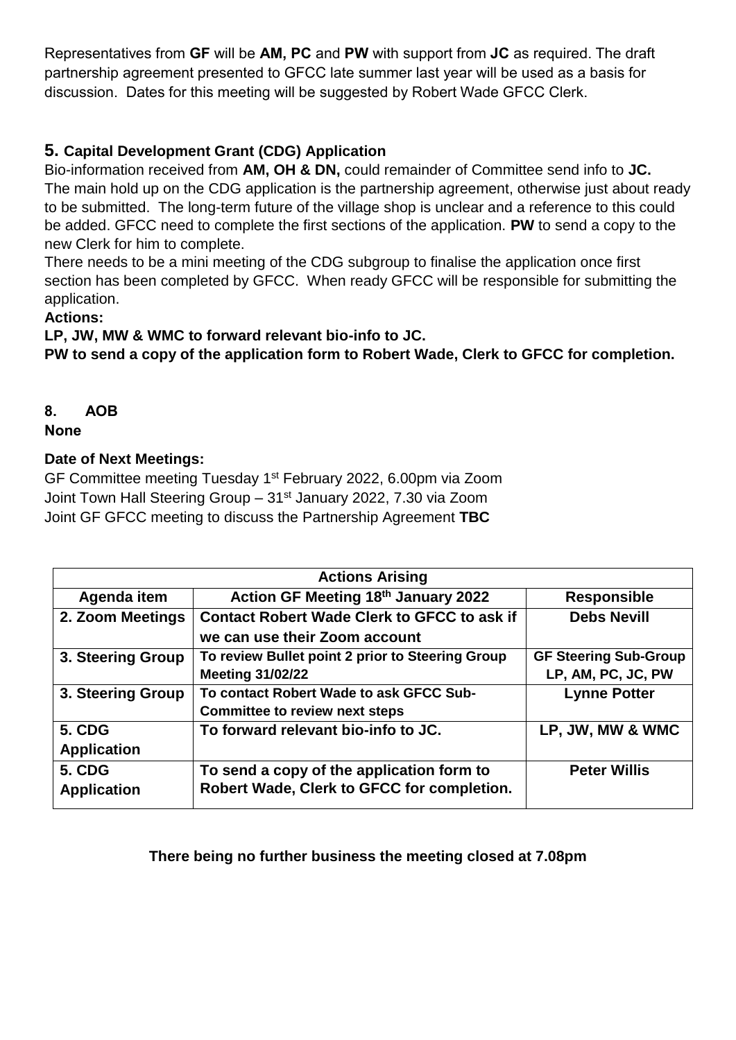Representatives from **GF** will be **AM, PC** and **PW** with support from **JC** as required. The draft partnership agreement presented to GFCC late summer last year will be used as a basis for discussion. Dates for this meeting will be suggested by Robert Wade GFCC Clerk.

## 5. Capital Development Grant (CDG) Application

Bio-information received from **AM, OH & DN,** could remainder of Committee send info to **JC.**
The main hold up on the CDG application is the partnership agreement, otherwise just about ready to be submitted. The long-term future of the village shop is unclear and a reference to this could be added. GFCC need to complete the first sections of the application. **PW** to send a copy to the new Clerk for him to complete.
There needs to be a mini meeting of the CDG subgroup to finalise the application once first section has been completed by GFCC. When ready GFCC will be responsible for submitting the application.

**Actions:**

**LP, JW, MW & WMC to forward relevant bio-info to JC.**

**PW to send a copy of the application form to Robert Wade, Clerk to GFCC for completion.**

## 8. AOB

**None**

**Date of Next Meetings:**

GF Committee meeting Tuesday 1st February 2022, 6.00pm via Zoom
Joint Town Hall Steering Group – 31st January 2022, 7.30 via Zoom
Joint GF GFCC meeting to discuss the Partnership Agreement **TBC**

| Actions Arising | | |
|---|---|---|
| **Agenda item** | **Action GF Meeting 18th January 2022** | **Responsible** |
| **2. Zoom Meetings** | **Contact Robert Wade Clerk to GFCC to ask if we can use their Zoom account** | **Debs Nevill** |
| **3. Steering Group** | **To review Bullet point 2 prior to Steering Group Meeting 31/02/22** | **GF Steering Sub-Group LP, AM, PC, JC, PW** |
| **3. Steering Group** | **To contact Robert Wade to ask GFCC Sub-Committee to review next steps** | **Lynne Potter** |
| **5. CDG Application** | **To forward relevant bio-info to JC.** | **LP, JW, MW & WMC** |
| **5. CDG Application** | **To send a copy of the application form to Robert Wade, Clerk to GFCC for completion.** | **Peter Willis** |

**There being no further business the meeting closed at 7.08pm**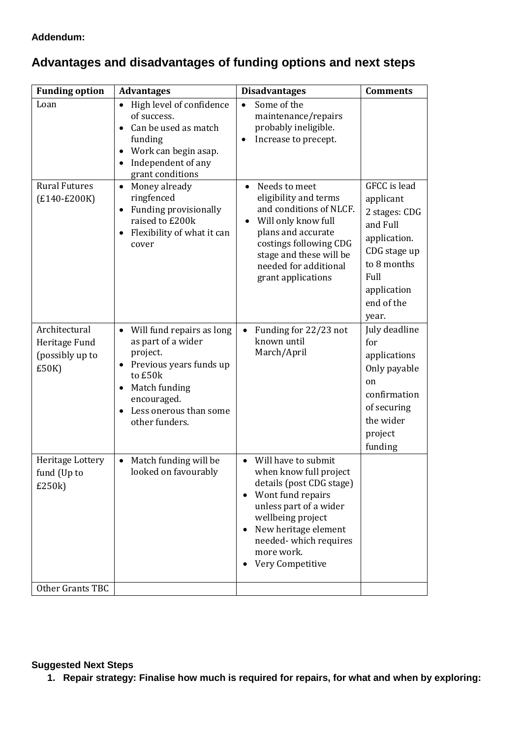**Addendum:**

## Advantages and disadvantages of funding options and next steps

| Funding option | Advantages | Disadvantages | Comments |
|---|---|---|---|
| Loan | • High level of confidence of success.<br>• Can be used as match funding<br>• Work can begin asap.<br>• Independent of any grant conditions | • Some of the maintenance/repairs probably ineligible.<br>• Increase to precept. | |
| Rural Futures (£140-£200K) | • Money already ringfenced<br>• Funding provisionally raised to £200k<br>• Flexibility of what it can cover | • Needs to meet eligibility and terms and conditions of NLCF.<br>• Will only know full plans and accurate costings following CDG stage and these will be needed for additional grant applications | GFCC is lead applicant<br>2 stages: CDG and Full application.<br>CDG stage up to 8 months<br>Full application end of the year. |
| Architectural Heritage Fund (possibly up to £50K) | • Will fund repairs as long as part of a wider project.<br>• Previous years funds up to £50k<br>• Match funding encouraged.<br>• Less onerous than some other funders. | • Funding for 22/23 not known until March/April | July deadline for applications<br>Only payable on confirmation of securing the wider project funding |
| Heritage Lottery fund (Up to £250k) | • Match funding will be looked on favourably | • Will have to submit when know full project details (post CDG stage)<br>• Wont fund repairs unless part of a wider wellbeing project<br>• New heritage element needed- which requires more work.<br>• Very Competitive | |
| Other Grants TBC | | | |

**Suggested Next Steps**

1. **Repair strategy: Finalise how much is required for repairs, for what and when by exploring:**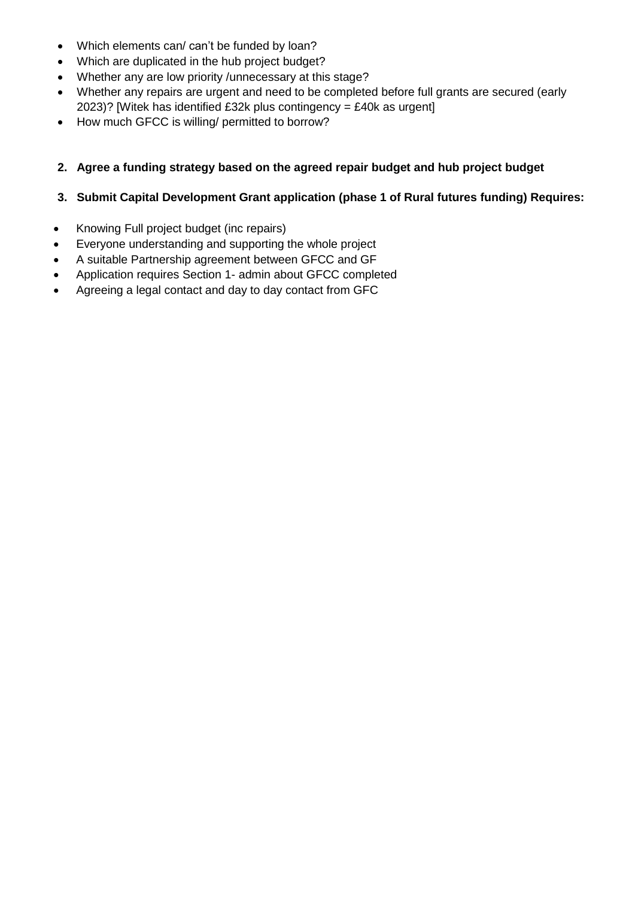- Which elements can/ can't be funded by loan?
- Which are duplicated in the hub project budget?
- Whether any are low priority /unnecessary at this stage?
- Whether any repairs are urgent and need to be completed before full grants are secured (early 2023)? [Witek has identified £32k plus contingency = £40k as urgent]
- How much GFCC is willing/ permitted to borrow?

**2. Agree a funding strategy based on the agreed repair budget and hub project budget**

**3. Submit Capital Development Grant application (phase 1 of Rural futures funding) Requires:**

- Knowing Full project budget (inc repairs)
- Everyone understanding and supporting the whole project
- A suitable Partnership agreement between GFCC and GF
- Application requires Section 1- admin about GFCC completed
- Agreeing a legal contact and day to day contact from GFC